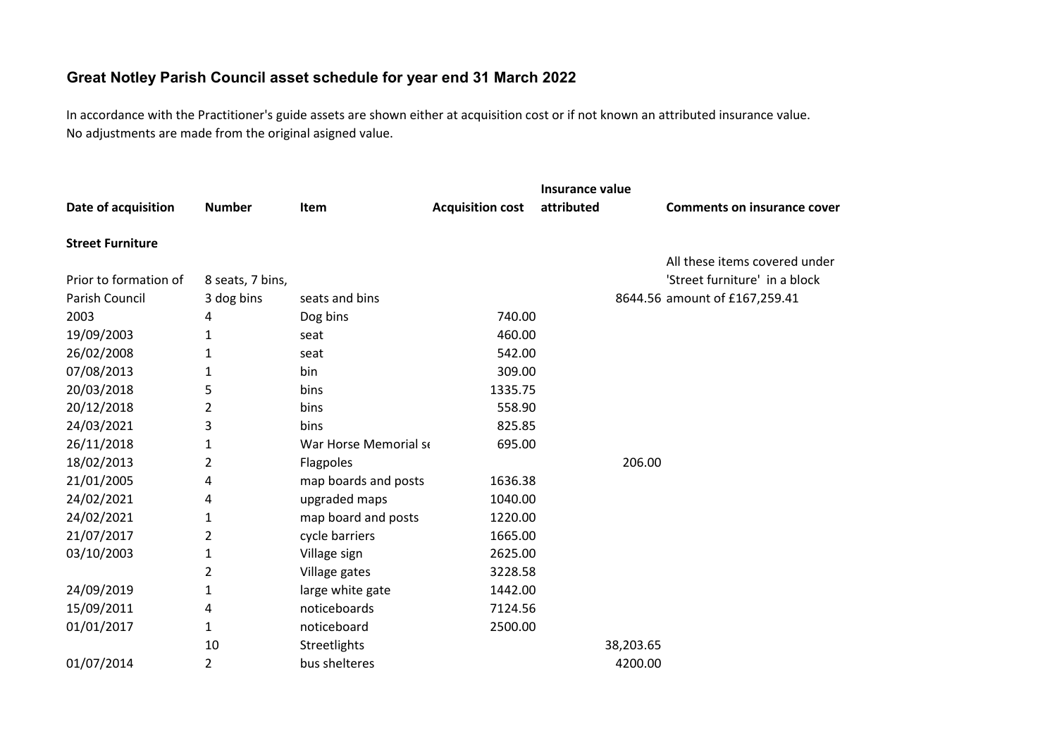## Great Notley Parish Council asset schedule for year end 31 March 2022

In accordance with the Practitioner's guide assets are shown either at acquisition cost or if not known an attributed insurance value.
No adjustments are made from the original asigned value.

| Date of acquisition | Number | Item | Acquisition cost | Insurance value attributed | Comments on insurance cover |
|---|---|---|---|---|---|
| **Street Furniture** | | | | | |
| Prior to formation of Parish Council | 8 seats, 7 bins, 3 dog bins | seats and bins | | 8644.56 | All these items covered under 'Street furniture' in a block amount of £167,259.41 |
| 2003 | 4 | Dog bins | 740.00 | | |
| 19/09/2003 | 1 | seat | 460.00 | | |
| 26/02/2008 | 1 | seat | 542.00 | | |
| 07/08/2013 | 1 | bin | 309.00 | | |
| 20/03/2018 | 5 | bins | 1335.75 | | |
| 20/12/2018 | 2 | bins | 558.90 | | |
| 24/03/2021 | 3 | bins | 825.85 | | |
| 26/11/2018 | 1 | War Horse Memorial se | 695.00 | | |
| 18/02/2013 | 2 | Flagpoles | | 206.00 | |
| 21/01/2005 | 4 | map boards and posts | 1636.38 | | |
| 24/02/2021 | 4 | upgraded maps | 1040.00 | | |
| 24/02/2021 | 1 | map board and posts | 1220.00 | | |
| 21/07/2017 | 2 | cycle barriers | 1665.00 | | |
| 03/10/2003 | 1 | Village sign | 2625.00 | | |
| | 2 | Village gates | 3228.58 | | |
| 24/09/2019 | 1 | large white gate | 1442.00 | | |
| 15/09/2011 | 4 | noticeboards | 7124.56 | | |
| 01/01/2017 | 1 | noticeboard | 2500.00 | | |
| | 10 | Streetlights | | 38,203.65 | |
| 01/07/2014 | 2 | bus shelteres | | 4200.00 | |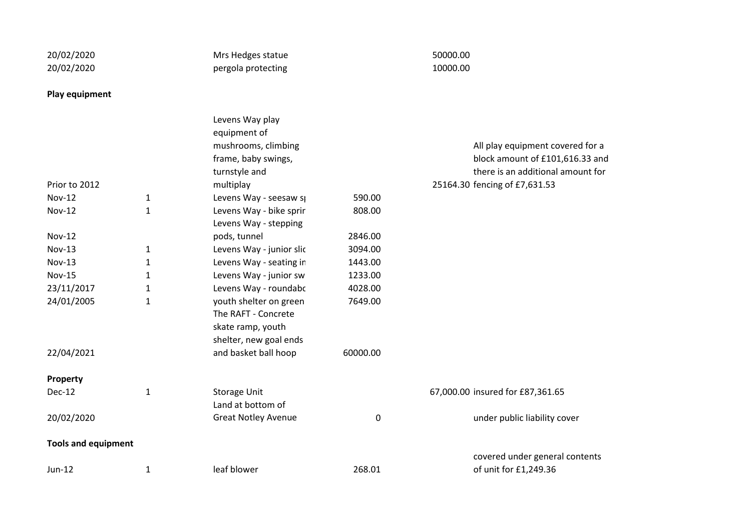| | | | | | |
|---|---|---|---|---|---|
| 20/02/2020 | | Mrs Hedges statue | | 50000.00 | |
| 20/02/2020 | | pergola protecting | | 10000.00 | |
| **Play equipment** | | | | | |
| Prior to 2012 | | Levens Way play equipment of mushrooms, climbing frame, baby swings, turnstyle and multiplay | | 25164.30 | All play equipment covered for a block amount of £101,616.33 and there is an additional amount for fencing of £7,631.53 |
| Nov-12 | 1 | Levens Way - seesaw sp | 590.00 | | |
| Nov-12 | 1 | Levens Way - bike sprir | 808.00 | | |
| Nov-12 | | Levens Way - stepping pods, tunnel | 2846.00 | | |
| Nov-13 | 1 | Levens Way - junior slic | 3094.00 | | |
| Nov-13 | 1 | Levens Way - seating in | 1443.00 | | |
| Nov-15 | 1 | Levens Way - junior sw | 1233.00 | | |
| 23/11/2017 | 1 | Levens Way - roundabo | 4028.00 | | |
| 24/01/2005 | 1 | youth shelter on green | 7649.00 | | |
| 22/04/2021 | | The RAFT - Concrete skate ramp, youth shelter, new goal ends and basket ball hoop | 60000.00 | | |
| **Property** | | | | | |
| Dec-12 | 1 | Storage Unit | | 67,000.00 | insured for £87,361.65 |
| 20/02/2020 | | Land at bottom of Great Notley Avenue | 0 | | under public liability cover |
| **Tools and equipment** | | | | | |
| Jun-12 | 1 | leaf blower | 268.01 | | covered under general contents of unit for £1,249.36 |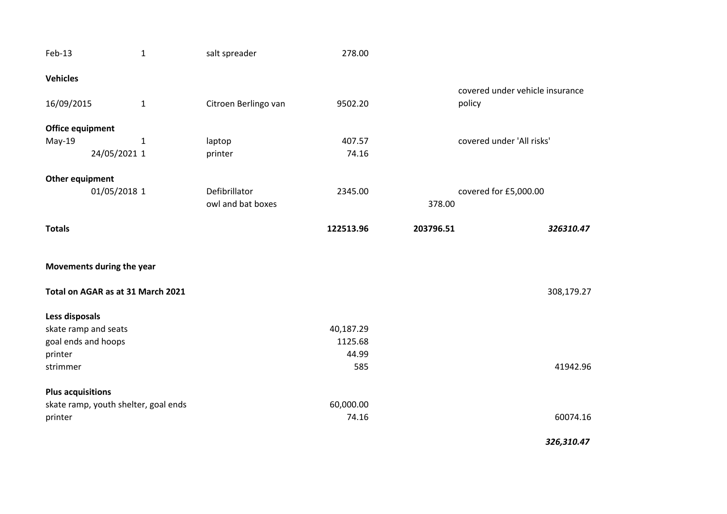| | | | | | | |
|---|---|---|---|---|---|---|
| Feb-13 | 1 | salt spreader | 278.00 | | | |
| **Vehicles** | | | | | | |
| 16/09/2015 | 1 | Citroen Berlingo van | 9502.20 | | covered under vehicle insurance policy | |
| **Office equipment** | | | | | | |
| May-19 | 1 | laptop | 407.57 | | covered under 'All risks' | |
| 24/05/2021 | 1 | printer | 74.16 | | | |
| **Other equipment** | | | | | | |
| 01/05/2018 | 1 | Defibrillator | 2345.00 | | covered for £5,000.00 | |
| | | owl and bat boxes | | 378.00 | | |
| **Totals** | | | **122513.96** | **203796.51** | | ***326310.47*** |

**Movements during the year**

| | | |
|---|---|---|
| **Total on AGAR as at 31 March 2021** | | 308,179.27 |
| **Less disposals** | | |
| skate ramp and seats | 40,187.29 | |
| goal ends and hoops | 1125.68 | |
| printer | 44.99 | |
| strimmer | 585 | 41942.96 |
| **Plus acquisitions** | | |
| skate ramp, youth shelter, goal ends | 60,000.00 | |
| printer | 74.16 | 60074.16 |
| | | ***326,310.47*** |